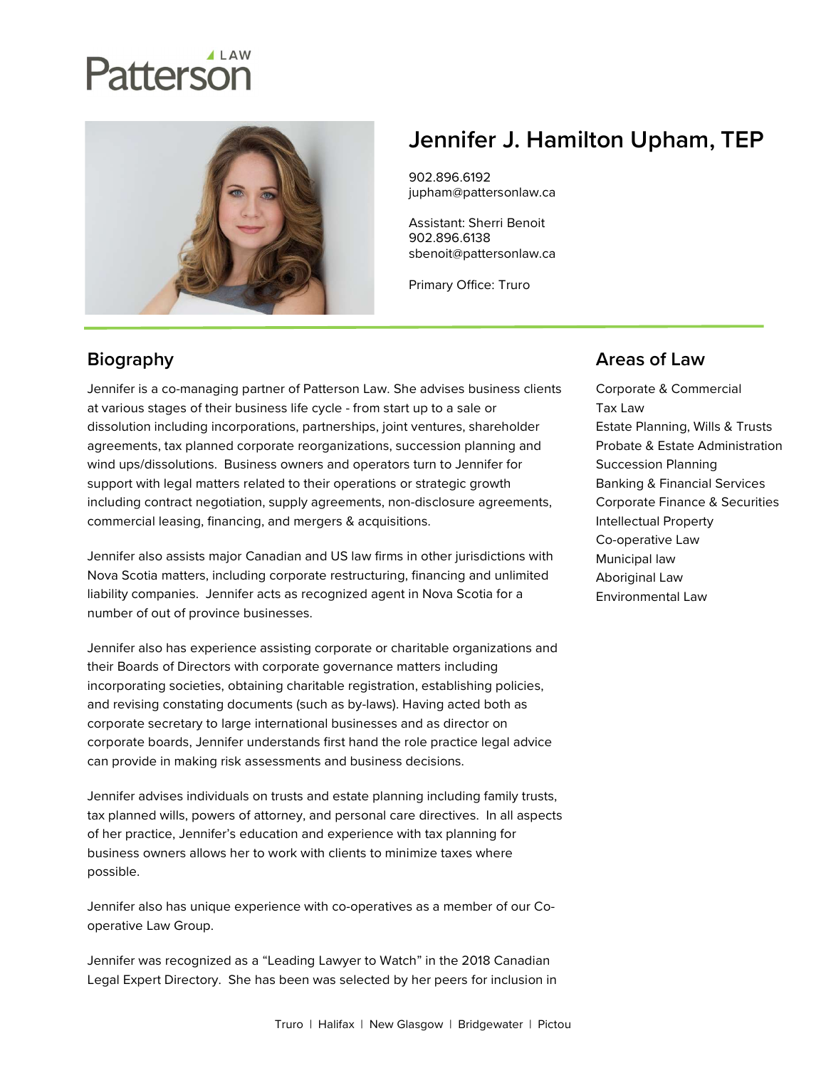Patterson LAW

# Jennifer J. Hamilton Upham, TEP

902.896.6192
jupham@pattersonlaw.ca

Assistant: Sherri Benoit
902.896.6138
sbenoit@pattersonlaw.ca

Primary Office: Truro

## Biography

Jennifer is a co-managing partner of Patterson Law. She advises business clients at various stages of their business life cycle - from start up to a sale or dissolution including incorporations, partnerships, joint ventures, shareholder agreements, tax planned corporate reorganizations, succession planning and wind ups/dissolutions. Business owners and operators turn to Jennifer for support with legal matters related to their operations or strategic growth including contract negotiation, supply agreements, non-disclosure agreements, commercial leasing, financing, and mergers & acquisitions.

Jennifer also assists major Canadian and US law firms in other jurisdictions with Nova Scotia matters, including corporate restructuring, financing and unlimited liability companies. Jennifer acts as recognized agent in Nova Scotia for a number of out of province businesses.

Jennifer also has experience assisting corporate or charitable organizations and their Boards of Directors with corporate governance matters including incorporating societies, obtaining charitable registration, establishing policies, and revising constating documents (such as by-laws). Having acted both as corporate secretary to large international businesses and as director on corporate boards, Jennifer understands first hand the role practice legal advice can provide in making risk assessments and business decisions.

Jennifer advises individuals on trusts and estate planning including family trusts, tax planned wills, powers of attorney, and personal care directives. In all aspects of her practice, Jennifer's education and experience with tax planning for business owners allows her to work with clients to minimize taxes where possible.

Jennifer also has unique experience with co-operatives as a member of our Co-operative Law Group.

Jennifer was recognized as a "Leading Lawyer to Watch" in the 2018 Canadian Legal Expert Directory. She has been was selected by her peers for inclusion in

## Areas of Law

- Corporate & Commercial
- Tax Law
- Estate Planning, Wills & Trusts
- Probate & Estate Administration
- Succession Planning
- Banking & Financial Services
- Corporate Finance & Securities
- Intellectual Property
- Co-operative Law
- Municipal law
- Aboriginal Law
- Environmental Law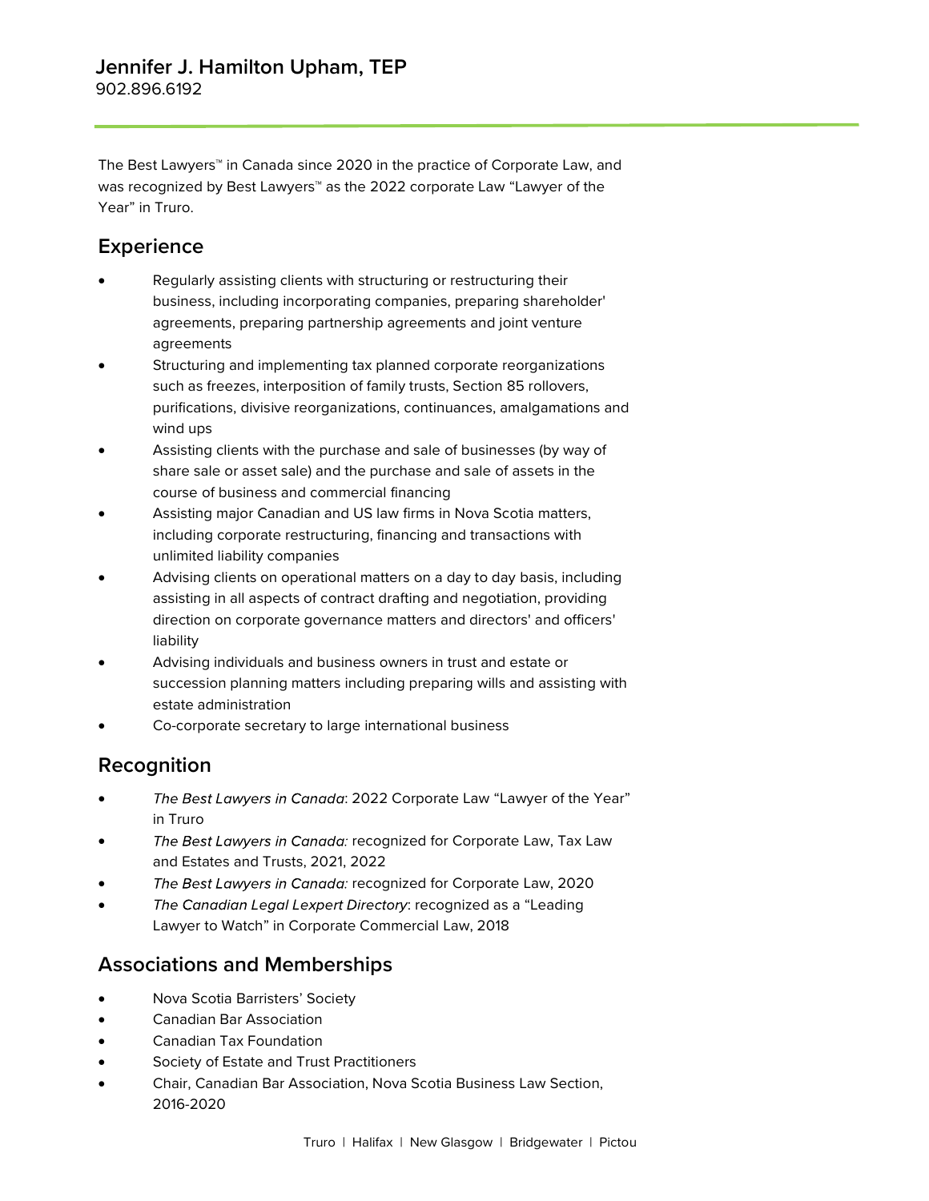# Jennifer J. Hamilton Upham, TEP

902.896.6192

The Best Lawyers™ in Canada since 2020 in the practice of Corporate Law, and was recognized by Best Lawyers™ as the 2022 corporate Law "Lawyer of the Year" in Truro.

## Experience

- Regularly assisting clients with structuring or restructuring their business, including incorporating companies, preparing shareholder' agreements, preparing partnership agreements and joint venture agreements
- Structuring and implementing tax planned corporate reorganizations such as freezes, interposition of family trusts, Section 85 rollovers, purifications, divisive reorganizations, continuances, amalgamations and wind ups
- Assisting clients with the purchase and sale of businesses (by way of share sale or asset sale) and the purchase and sale of assets in the course of business and commercial financing
- Assisting major Canadian and US law firms in Nova Scotia matters, including corporate restructuring, financing and transactions with unlimited liability companies
- Advising clients on operational matters on a day to day basis, including assisting in all aspects of contract drafting and negotiation, providing direction on corporate governance matters and directors' and officers' liability
- Advising individuals and business owners in trust and estate or succession planning matters including preparing wills and assisting with estate administration
- Co-corporate secretary to large international business

## Recognition

- *The Best Lawyers in Canada*: 2022 Corporate Law "Lawyer of the Year" in Truro
- *The Best Lawyers in Canada:* recognized for Corporate Law, Tax Law and Estates and Trusts, 2021, 2022
- *The Best Lawyers in Canada:* recognized for Corporate Law, 2020
- *The Canadian Legal Lexpert Directory*: recognized as a "Leading Lawyer to Watch" in Corporate Commercial Law, 2018

## Associations and Memberships

- Nova Scotia Barristers' Society
- Canadian Bar Association
- Canadian Tax Foundation
- Society of Estate and Trust Practitioners
- Chair, Canadian Bar Association, Nova Scotia Business Law Section, 2016-2020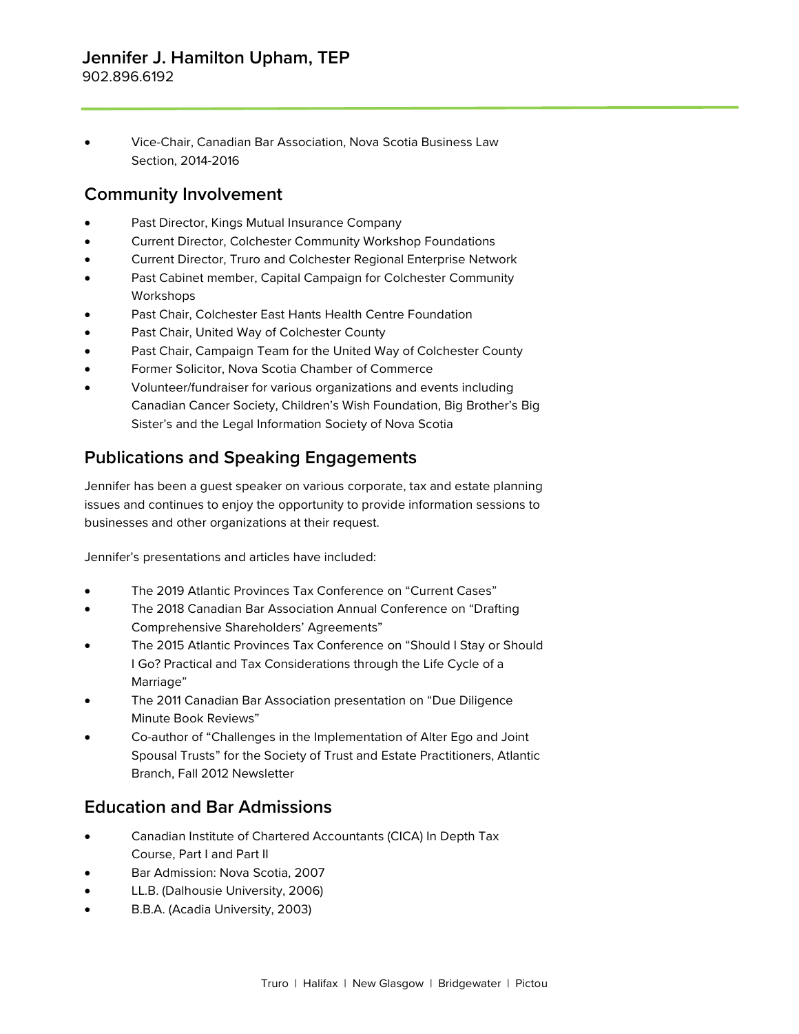- Vice-Chair, Canadian Bar Association, Nova Scotia Business Law Section, 2014-2016

## Community Involvement

- Past Director, Kings Mutual Insurance Company
- Current Director, Colchester Community Workshop Foundations
- Current Director, Truro and Colchester Regional Enterprise Network
- Past Cabinet member, Capital Campaign for Colchester Community Workshops
- Past Chair, Colchester East Hants Health Centre Foundation
- Past Chair, United Way of Colchester County
- Past Chair, Campaign Team for the United Way of Colchester County
- Former Solicitor, Nova Scotia Chamber of Commerce
- Volunteer/fundraiser for various organizations and events including Canadian Cancer Society, Children's Wish Foundation, Big Brother's Big Sister's and the Legal Information Society of Nova Scotia

## Publications and Speaking Engagements

Jennifer has been a guest speaker on various corporate, tax and estate planning issues and continues to enjoy the opportunity to provide information sessions to businesses and other organizations at their request.

Jennifer's presentations and articles have included:

- The 2019 Atlantic Provinces Tax Conference on "Current Cases"
- The 2018 Canadian Bar Association Annual Conference on "Drafting Comprehensive Shareholders' Agreements"
- The 2015 Atlantic Provinces Tax Conference on "Should I Stay or Should I Go? Practical and Tax Considerations through the Life Cycle of a Marriage"
- The 2011 Canadian Bar Association presentation on "Due Diligence Minute Book Reviews"
- Co-author of "Challenges in the Implementation of Alter Ego and Joint Spousal Trusts" for the Society of Trust and Estate Practitioners, Atlantic Branch, Fall 2012 Newsletter

## Education and Bar Admissions

- Canadian Institute of Chartered Accountants (CICA) In Depth Tax Course, Part I and Part II
- Bar Admission: Nova Scotia, 2007
- LL.B. (Dalhousie University, 2006)
- B.B.A. (Acadia University, 2003)